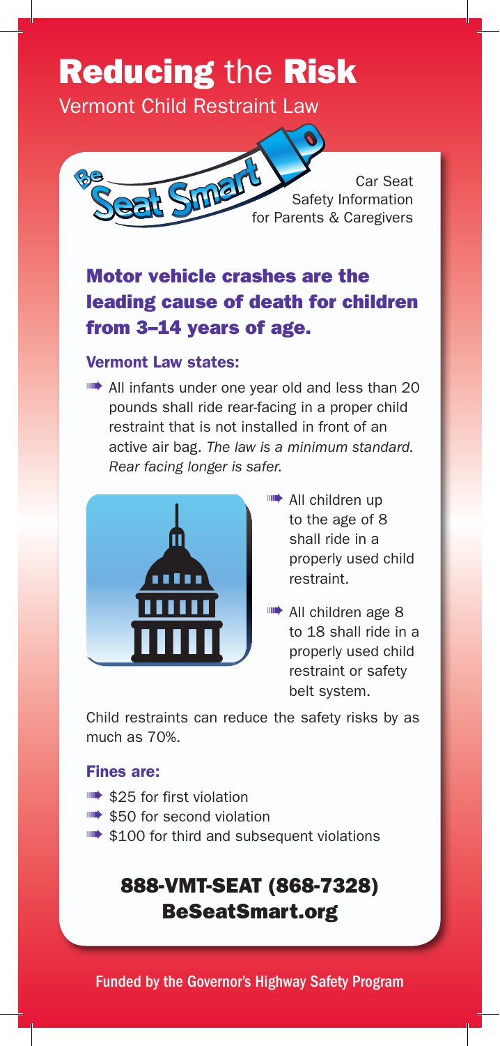# **Reducing** the **Risk**

Vermont Child Restraint Law

Be Seat Smart

Car Seat Safety Information for Parents & Caregivers

## Motor vehicle crashes are the leading cause of death for children from 3–14 years of age.

### Vermont Law states:

- All infants under one year old and less than 20 pounds shall ride rear-facing in a proper child restraint that is not installed in front of an active air bag. *The law is a minimum standard. Rear facing longer is safer.*
- All children up to the age of 8 shall ride in a properly used child restraint.
- All children age 8 to 18 shall ride in a properly used child restraint or safety belt system.

Child restraints can reduce the safety risks by as much as 70%.

### Fines are:

- $25 for first violation
- $50 for second violation
- $100 for third and subsequent violations

## 888-VMT-SEAT (868-7328)
## BeSeatSmart.org

**Funded by the Governor's Highway Safety Program**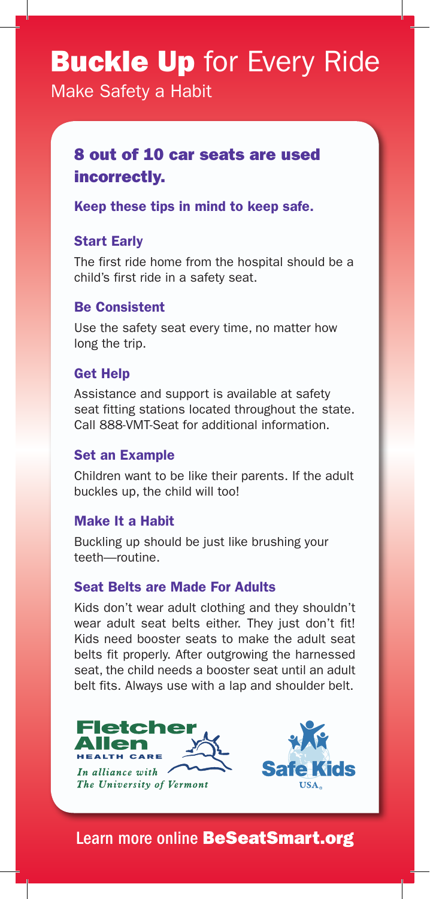# **Buckle Up** for Every Ride

Make Safety a Habit

## 8 out of 10 car seats are used incorrectly.

**Keep these tips in mind to keep safe.**

### Start Early

The first ride home from the hospital should be a child's first ride in a safety seat.

### Be Consistent

Use the safety seat every time, no matter how long the trip.

### Get Help

Assistance and support is available at safety seat fitting stations located throughout the state. Call 888-VMT-Seat for additional information.

### Set an Example

Children want to be like their parents. If the adult buckles up, the child will too!

### Make It a Habit

Buckling up should be just like brushing your teeth—routine.

### Seat Belts are Made For Adults

Kids don't wear adult clothing and they shouldn't wear adult seat belts either. They just don't fit! Kids need booster seats to make the adult seat belts fit properly. After outgrowing the harnessed seat, the child needs a booster seat until an adult belt fits. Always use with a lap and shoulder belt.

Fletcher Allen HEALTH CARE

*In alliance with The University of Vermont*

Safe Kids USA

Learn more online **BeSeatSmart.org**